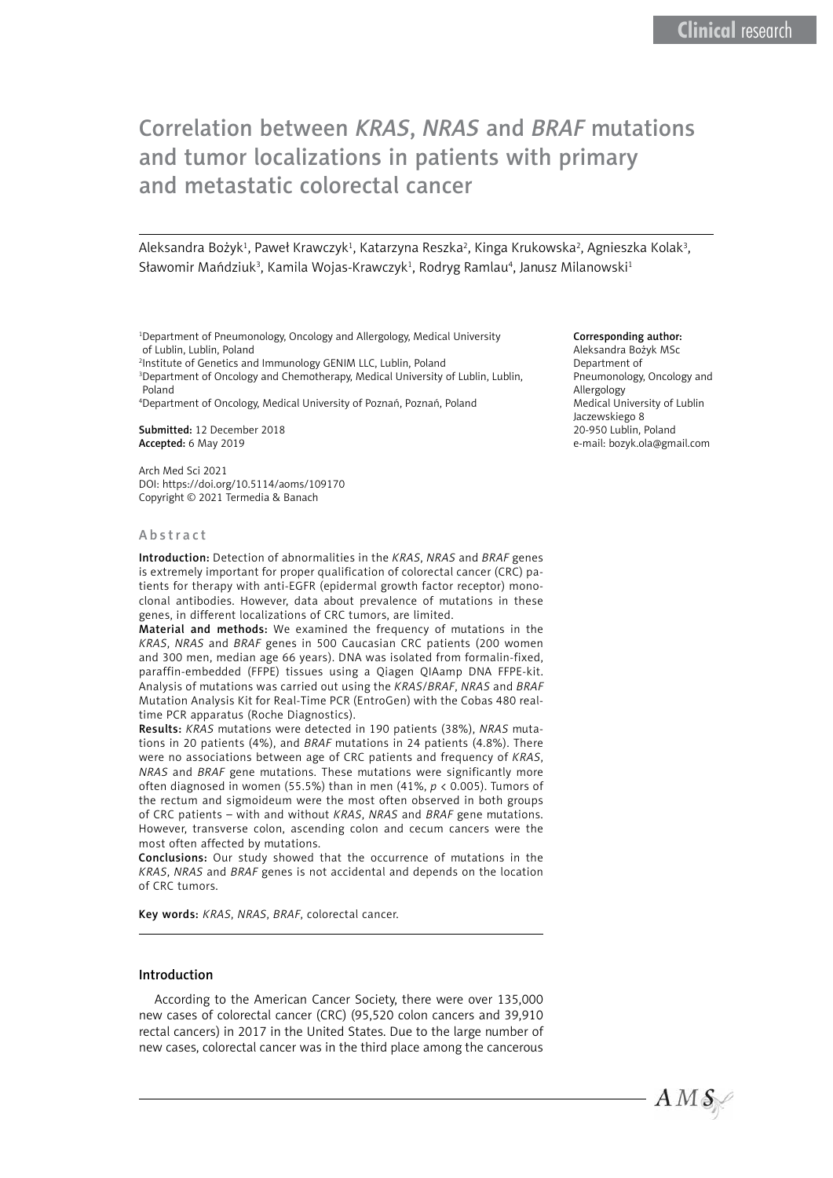# Correlation between *KRAS*, *NRAS* and *BRAF* mutations and tumor localizations in patients with primary and metastatic colorectal cancer

Aleksandra Bożyk[1], Paweł Krawczyk[1], Katarzyna Reszka[2], Kinga Krukowska[2], Agnieszka Kolak[3], Sławomir Mańdziuk[3], Kamila Wojas-Krawczyk[1], Rodryg Ramlau[4], Janusz Milanowski[1]

[1]Department of Pneumonology, Oncology and Allergology, Medical University of Lublin, Lublin, Poland
[2]Institute of Genetics and Immunology GENIM LLC, Lublin, Poland
[3]Department of Oncology and Chemotherapy, Medical University of Lublin, Lublin, Poland
[4]Department of Oncology, Medical University of Poznań, Poznań, Poland

**Submitted:** 12 December 2018
**Accepted:** 6 May 2019

Arch Med Sci 2021
DOI: https://doi.org/10.5114/aoms/109170
Copyright © 2021 Termedia & Banach

**Corresponding author:**
Aleksandra Bożyk MSc
Department of Pneumonology, Oncology and Allergology
Medical University of Lublin
Jaczewskiego 8
20-950 Lublin, Poland
e-mail: bozyk.ola@gmail.com

## Abstract

**Introduction:** Detection of abnormalities in the *KRAS*, *NRAS* and *BRAF* genes is extremely important for proper qualification of colorectal cancer (CRC) patients for therapy with anti-EGFR (epidermal growth factor receptor) monoclonal antibodies. However, data about prevalence of mutations in these genes, in different localizations of CRC tumors, are limited.

**Material and methods:** We examined the frequency of mutations in the *KRAS*, *NRAS* and *BRAF* genes in 500 Caucasian CRC patients (200 women and 300 men, median age 66 years). DNA was isolated from formalin-fixed, paraffin-embedded (FFPE) tissues using a Qiagen QIAamp DNA FFPE-kit. Analysis of mutations was carried out using the *KRAS/BRAF*, *NRAS* and *BRAF* Mutation Analysis Kit for Real-Time PCR (EntroGen) with the Cobas 480 real-time PCR apparatus (Roche Diagnostics).

**Results:** *KRAS* mutations were detected in 190 patients (38%), *NRAS* mutations in 20 patients (4%), and *BRAF* mutations in 24 patients (4.8%). There were no associations between age of CRC patients and frequency of *KRAS*, *NRAS* and *BRAF* gene mutations. These mutations were significantly more often diagnosed in women (55.5%) than in men (41%, $p < 0.005$). Tumors of the rectum and sigmoideum were the most often observed in both groups of CRC patients – with and without *KRAS*, *NRAS* and *BRAF* gene mutations. However, transverse colon, ascending colon and cecum cancers were the most often affected by mutations.

**Conclusions:** Our study showed that the occurrence of mutations in the *KRAS*, *NRAS* and *BRAF* genes is not accidental and depends on the location of CRC tumors.

**Key words:** *KRAS*, *NRAS*, *BRAF*, colorectal cancer.

## Introduction

According to the American Cancer Society, there were over 135,000 new cases of colorectal cancer (CRC) (95,520 colon cancers and 39,910 rectal cancers) in 2017 in the United States. Due to the large number of new cases, colorectal cancer was in the third place among the cancerous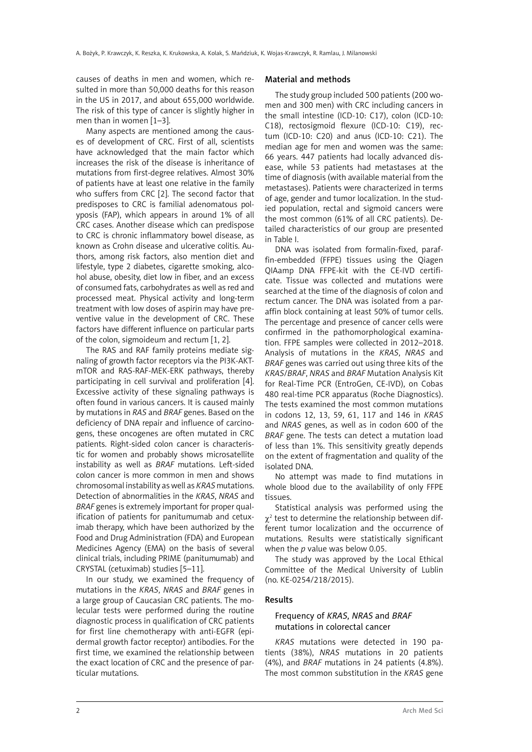causes of deaths in men and women, which resulted in more than 50,000 deaths for this reason in the US in 2017, and about 655,000 worldwide. The risk of this type of cancer is slightly higher in men than in women [1–3].

Many aspects are mentioned among the causes of development of CRC. First of all, scientists have acknowledged that the main factor which increases the risk of the disease is inheritance of mutations from first-degree relatives. Almost 30% of patients have at least one relative in the family who suffers from CRC [2]. The second factor that predisposes to CRC is familial adenomatous polyposis (FAP), which appears in around 1% of all CRC cases. Another disease which can predispose to CRC is chronic inflammatory bowel disease, as known as Crohn disease and ulcerative colitis. Authors, among risk factors, also mention diet and lifestyle, type 2 diabetes, cigarette smoking, alcohol abuse, obesity, diet low in fiber, and an excess of consumed fats, carbohydrates as well as red and processed meat. Physical activity and long-term treatment with low doses of aspirin may have preventive value in the development of CRC. These factors have different influence on particular parts of the colon, sigmoideum and rectum [1, 2].

The RAS and RAF family proteins mediate signaling of growth factor receptors via the PI3K-AKT-mTOR and RAS-RAF-MEK-ERK pathways, thereby participating in cell survival and proliferation [4]. Excessive activity of these signaling pathways is often found in various cancers. It is caused mainly by mutations in *RAS* and *BRAF* genes. Based on the deficiency of DNA repair and influence of carcinogens, these oncogenes are often mutated in CRC patients. Right-sided colon cancer is characteristic for women and probably shows microsatellite instability as well as *BRAF* mutations. Left-sided colon cancer is more common in men and shows chromosomal instability as well as *KRAS* mutations. Detection of abnormalities in the *KRAS*, *NRAS* and *BRAF* genes is extremely important for proper qualification of patients for panitumumab and cetuximab therapy, which have been authorized by the Food and Drug Administration (FDA) and European Medicines Agency (EMA) on the basis of several clinical trials, including PRIME (panitumumab) and CRYSTAL (cetuximab) studies [5–11].

In our study, we examined the frequency of mutations in the *KRAS*, *NRAS* and *BRAF* genes in a large group of Caucasian CRC patients. The molecular tests were performed during the routine diagnostic process in qualification of CRC patients for first line chemotherapy with anti-EGFR (epidermal growth factor receptor) antibodies. For the first time, we examined the relationship between the exact location of CRC and the presence of particular mutations.

## Material and methods

The study group included 500 patients (200 women and 300 men) with CRC including cancers in the small intestine (ICD-10: C17), colon (ICD-10: C18), rectosigmoid flexure (ICD-10: C19), rectum (ICD-10: C20) and anus (ICD-10: C21). The median age for men and women was the same: 66 years. 447 patients had locally advanced disease, while 53 patients had metastases at the time of diagnosis (with available material from the metastases). Patients were characterized in terms of age, gender and tumor localization. In the studied population, rectal and sigmoid cancers were the most common (61% of all CRC patients). Detailed characteristics of our group are presented in Table I.

DNA was isolated from formalin-fixed, paraffin-embedded (FFPE) tissues using the Qiagen QIAamp DNA FFPE-kit with the CE-IVD certificate. Tissue was collected and mutations were searched at the time of the diagnosis of colon and rectum cancer. The DNA was isolated from a paraffin block containing at least 50% of tumor cells. The percentage and presence of cancer cells were confirmed in the pathomorphological examination. FFPE samples were collected in 2012–2018. Analysis of mutations in the *KRAS*, *NRAS* and *BRAF* genes was carried out using three kits of the *KRAS*/*BRAF*, *NRAS* and *BRAF* Mutation Analysis Kit for Real-Time PCR (EntroGen, CE-IVD), on Cobas 480 real-time PCR apparatus (Roche Diagnostics). The tests examined the most common mutations in codons 12, 13, 59, 61, 117 and 146 in *KRAS* and *NRAS* genes, as well as in codon 600 of the *BRAF* gene. The tests can detect a mutation load of less than 1%. This sensitivity greatly depends on the extent of fragmentation and quality of the isolated DNA.

No attempt was made to find mutations in whole blood due to the availability of only FFPE tissues.

Statistical analysis was performed using the $\chi^2$ test to determine the relationship between different tumor localization and the occurrence of mutations. Results were statistically significant when the $p$ value was below 0.05.

The study was approved by the Local Ethical Committee of the Medical University of Lublin (no. KE-0254/218/2015).

## Results

### Frequency of *KRAS*, *NRAS* and *BRAF* mutations in colorectal cancer

*KRAS* mutations were detected in 190 patients (38%), *NRAS* mutations in 20 patients (4%), and *BRAF* mutations in 24 patients (4.8%). The most common substitution in the *KRAS* gene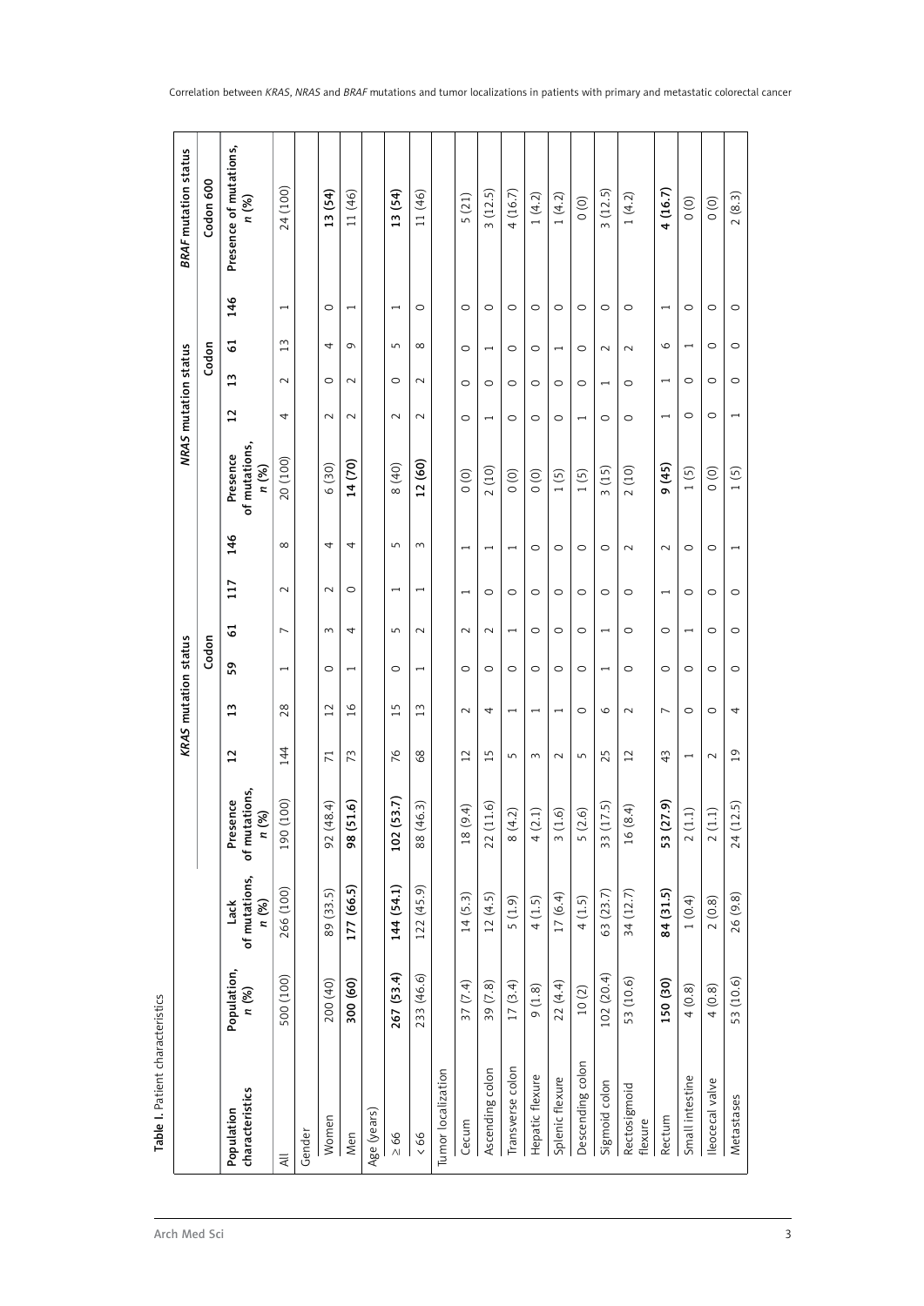**Table I.** Patient characteristics

| Population characteristics | Population, n (%) | KRAS mutation status | | | | | | | | NRAS mutation status | | | | | BRAF mutation status |
|---|---|---|---|---|---|---|---|---|---|---|---|---|---|---|---|
| | | Lack of mutations, n (%) | Presence of mutations, n (%) | Codon | | | | | | Presence of mutations, n (%) | Codon | | | | Codon 600 |
| | | | | 12 | 13 | 59 | 61 | 117 | 146 | | 12 | 13 | 61 | 146 | Presence of mutations, n (%) |
| All | 500 (100) | 266 (100) | 190 (100) | 144 | 28 | 1 | 7 | 2 | 8 | 20 (100) | 4 | 2 | 13 | 1 | 24 (100) |
| Gender | | | | | | | | | | | | | | | |
| Women | 200 (40) | 89 (33.5) | 92 (48.4) | 71 | 12 | 0 | 3 | 2 | 4 | 6 (30) | 2 | 0 | 4 | 0 | **13 (54)** |
| Men | **300 (60)** | **177 (66.5)** | **98 (51.6)** | 73 | 16 | 1 | 4 | 0 | 4 | **14 (70)** | 2 | 2 | 9 | 1 | 11 (46) |
| Age (years) | | | | | | | | | | | | | | | |
| ≥ 66 | **267 (53.4)** | **144 (54.1)** | **102 (53.7)** | 76 | 15 | 0 | 5 | 1 | 5 | 8 (40) | 2 | 0 | 5 | 1 | **13 (54)** |
| < 66 | 233 (46.6) | 122 (45.9) | 88 (46.3) | 68 | 13 | 1 | 2 | 1 | 3 | **12 (60)** | 2 | 2 | 8 | 0 | 11 (46) |
| Tumor localization | | | | | | | | | | | | | | | |
| Cecum | 37 (7.4) | 14 (5.3) | 18 (9.4) | 12 | 2 | 0 | 2 | 1 | 1 | 0 (0) | 0 | 0 | 0 | 0 | 5 (21) |
| Ascending colon | 39 (7.8) | 12 (4.5) | 22 (11.6) | 15 | 4 | 0 | 2 | 0 | 1 | 2 (10) | 1 | 0 | 1 | 0 | 3 (12.5) |
| Transverse colon | 17 (3.4) | 5 (1.9) | 8 (4.2) | 5 | 1 | 0 | 1 | 0 | 1 | 0 (0) | 0 | 0 | 0 | 0 | 4 (16.7) |
| Hepatic flexure | 9 (1.8) | 4 (1.5) | 4 (2.1) | 3 | 1 | 0 | 0 | 0 | 0 | 0 (0) | 0 | 0 | 0 | 0 | 1 (4.2) |
| Splenic flexure | 22 (4.4) | 17 (6.4) | 3 (1.6) | 2 | 1 | 0 | 0 | 0 | 0 | 1 (5) | 0 | 0 | 1 | 0 | 1 (4.2) |
| Descending colon | 10 (2) | 4 (1.5) | 5 (2.6) | 5 | 0 | 0 | 0 | 0 | 0 | 1 (5) | 1 | 0 | 0 | 0 | 0 (0) |
| Sigmoid colon | 102 (20.4) | 63 (23.7) | 33 (17.5) | 25 | 6 | 1 | 1 | 0 | 0 | 3 (15) | 0 | 1 | 2 | 0 | 3 (12.5) |
| Rectosigmoid flexure | 53 (10.6) | 34 (12.7) | 16 (8.4) | 12 | 2 | 0 | 0 | 0 | 2 | 2 (10) | 0 | 0 | 2 | 0 | 1 (4.2) |
| Rectum | **150 (30)** | **84 (31.5)** | **53 (27.9)** | 43 | 7 | 0 | 0 | 1 | 2 | **9 (45)** | 1 | 1 | 6 | 1 | **4 (16.7)** |
| Small intestine | 4 (0.8) | 1 (0.4) | 2 (1.1) | 1 | 0 | 0 | 1 | 0 | 0 | 1 (5) | 0 | 0 | 1 | 0 | 0 (0) |
| Ileocecal valve | 4 (0.8) | 2 (0.8) | 2 (1.1) | 2 | 0 | 0 | 0 | 0 | 0 | 0 (0) | 0 | 0 | 0 | 0 | 0 (0) |
| Metastases | 53 (10.6) | 26 (9.8) | 24 (12.5) | 19 | 4 | 0 | 0 | 0 | 1 | 1 (5) | 1 | 0 | 0 | 0 | 2 (8.3) |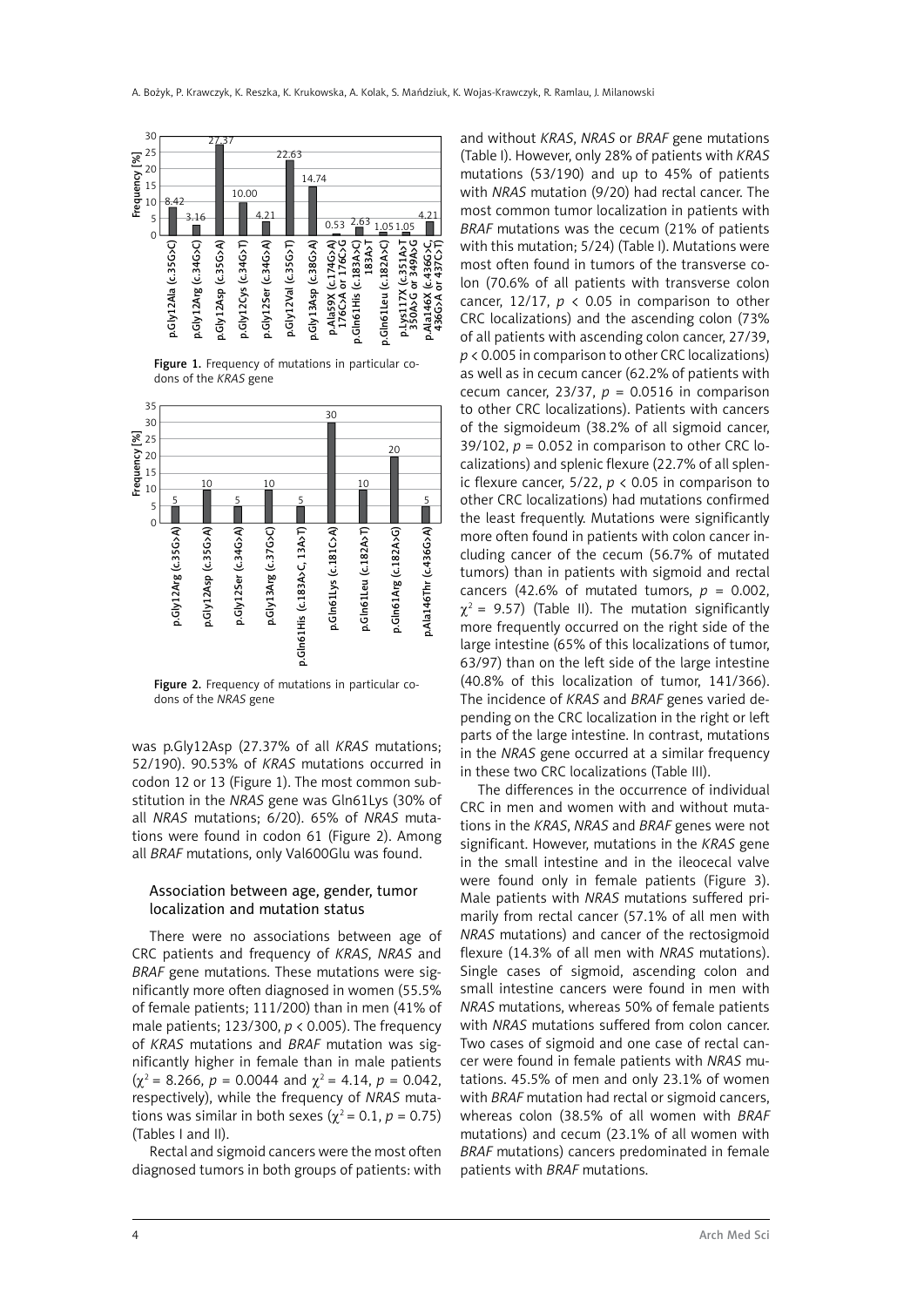Figure 1. Frequency of mutations in particular codons of the *KRAS* gene

Figure 2. Frequency of mutations in particular codons of the *NRAS* gene

was p.Gly12Asp (27.37% of all *KRAS* mutations; 52/190). 90.53% of *KRAS* mutations occurred in codon 12 or 13 (Figure 1). The most common substitution in the *NRAS* gene was Gln61Lys (30% of all *NRAS* mutations; 6/20). 65% of *NRAS* mutations were found in codon 61 (Figure 2). Among all *BRAF* mutations, only Val600Glu was found.

### Association between age, gender, tumor localization and mutation status

There were no associations between age of CRC patients and frequency of *KRAS*, *NRAS* and *BRAF* gene mutations. These mutations were significantly more often diagnosed in women (55.5% of female patients; 111/200) than in men (41% of male patients; 123/300, $p < 0.005$). The frequency of *KRAS* mutations and *BRAF* mutation was significantly higher in female than in male patients ($\chi^2 = 8.266$, $p = 0.0044$ and $\chi^2 = 4.14$, $p = 0.042$, respectively), while the frequency of *NRAS* mutations was similar in both sexes ($\chi^2 = 0.1$, $p = 0.75$) (Tables I and II).

Rectal and sigmoid cancers were the most often diagnosed tumors in both groups of patients: with and without *KRAS*, *NRAS* or *BRAF* gene mutations (Table I). However, only 28% of patients with *KRAS* mutations (53/190) and up to 45% of patients with *NRAS* mutation (9/20) had rectal cancer. The most common tumor localization in patients with *BRAF* mutations was the cecum (21% of patients with this mutation; 5/24) (Table I). Mutations were most often found in tumors of the transverse colon (70.6% of all patients with transverse colon cancer, 12/17, $p < 0.05$ in comparison to other CRC localizations) and the ascending colon (73% of all patients with ascending colon cancer, 27/39, $p < 0.005$ in comparison to other CRC localizations) as well as in cecum cancer (62.2% of patients with cecum cancer, 23/37, $p = 0.0516$ in comparison to other CRC localizations). Patients with cancers of the sigmoideum (38.2% of all sigmoid cancer, 39/102, $p = 0.052$ in comparison to other CRC localizations) and splenic flexure (22.7% of all splenic flexure cancer, 5/22, $p < 0.05$ in comparison to other CRC localizations) had mutations confirmed the least frequently. Mutations were significantly more often found in patients with colon cancer including cancer of the cecum (56.7% of mutated tumors) than in patients with sigmoid and rectal cancers (42.6% of mutated tumors, $p = 0.002$, $\chi^2 = 9.57$) (Table II). The mutation significantly more frequently occurred on the right side of the large intestine (65% of this localizations of tumor, 63/97) than on the left side of the large intestine (40.8% of this localization of tumor, 141/366). The incidence of *KRAS* and *BRAF* genes varied depending on the CRC localization in the right or left parts of the large intestine. In contrast, mutations in the *NRAS* gene occurred at a similar frequency in these two CRC localizations (Table III).

The differences in the occurrence of individual CRC in men and women with and without mutations in the *KRAS*, *NRAS* and *BRAF* genes were not significant. However, mutations in the *KRAS* gene in the small intestine and in the ileocecal valve were found only in female patients (Figure 3). Male patients with *NRAS* mutations suffered primarily from rectal cancer (57.1% of all men with *NRAS* mutations) and cancer of the rectosigmoid flexure (14.3% of all men with *NRAS* mutations). Single cases of sigmoid, ascending colon and small intestine cancers were found in men with *NRAS* mutations, whereas 50% of female patients with *NRAS* mutations suffered from colon cancer. Two cases of sigmoid and one case of rectal cancer were found in female patients with *NRAS* mutations. 45.5% of men and only 23.1% of women with *BRAF* mutation had rectal or sigmoid cancers, whereas colon (38.5% of all women with *BRAF* mutations) and cecum (23.1% of all women with *BRAF* mutations) cancers predominated in female patients with *BRAF* mutations.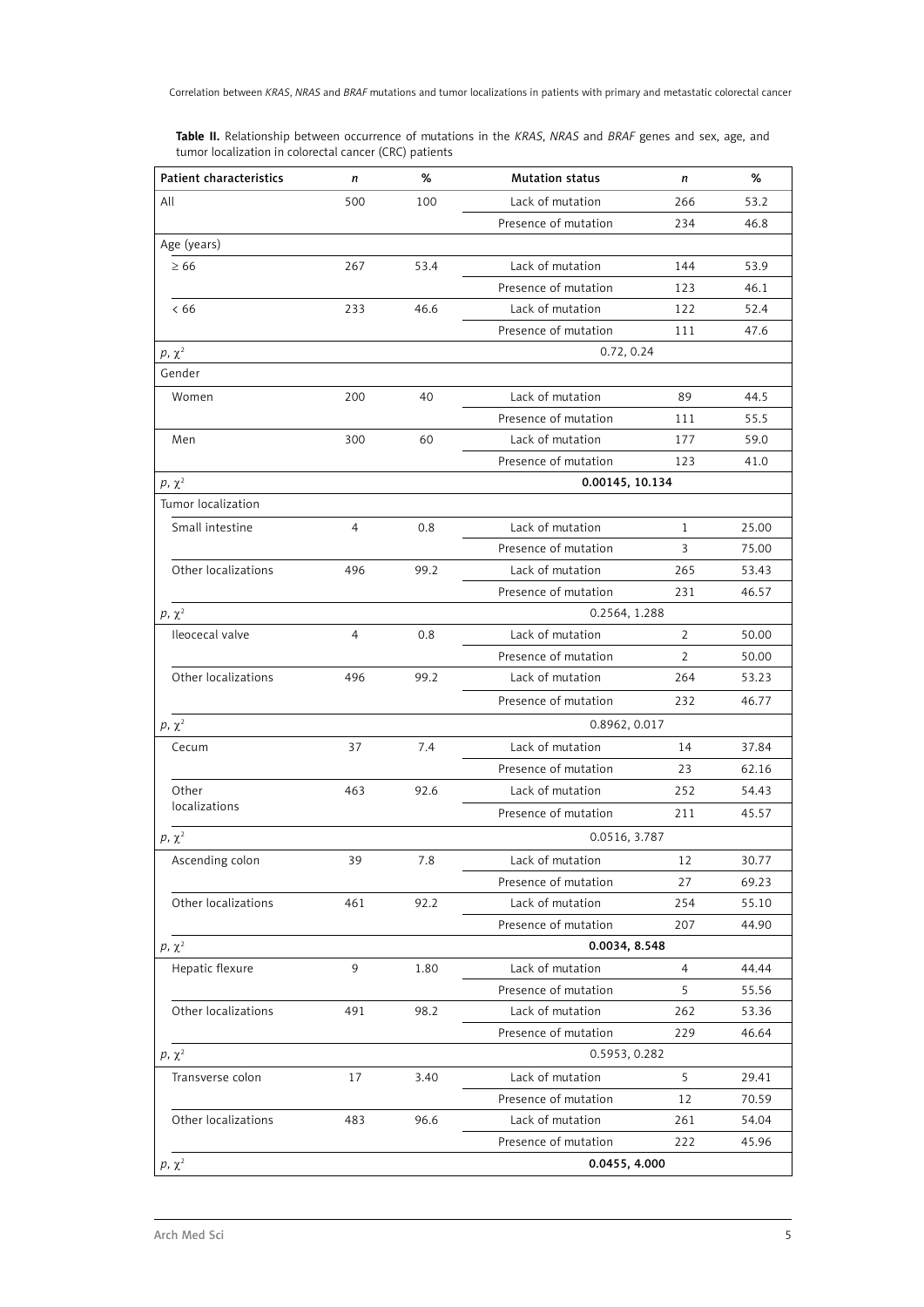**Table II.** Relationship between occurrence of mutations in the *KRAS*, *NRAS* and *BRAF* genes and sex, age, and tumor localization in colorectal cancer (CRC) patients

| Patient characteristics | *n* | % | Mutation status | *n* | % |
|---|---|---|---|---|---|
| All | 500 | 100 | Lack of mutation | 266 | 53.2 |
| | | | Presence of mutation | 234 | 46.8 |
| Age (years) | | | | | |
| ≥ 66 | 267 | 53.4 | Lack of mutation | 144 | 53.9 |
| | | | Presence of mutation | 123 | 46.1 |
| < 66 | 233 | 46.6 | Lack of mutation | 122 | 52.4 |
| | | | Presence of mutation | 111 | 47.6 |
| $p$, $\chi^2$ | | | 0.72, 0.24 | | |
| Gender | | | | | |
| Women | 200 | 40 | Lack of mutation | 89 | 44.5 |
| | | | Presence of mutation | 111 | 55.5 |
| Men | 300 | 60 | Lack of mutation | 177 | 59.0 |
| | | | Presence of mutation | 123 | 41.0 |
| $p$, $\chi^2$ | | | **0.00145, 10.134** | | |
| Tumor localization | | | | | |
| Small intestine | 4 | 0.8 | Lack of mutation | 1 | 25.00 |
| | | | Presence of mutation | 3 | 75.00 |
| Other localizations | 496 | 99.2 | Lack of mutation | 265 | 53.43 |
| | | | Presence of mutation | 231 | 46.57 |
| $p$, $\chi^2$ | | | 0.2564, 1.288 | | |
| Ileocecal valve | 4 | 0.8 | Lack of mutation | 2 | 50.00 |
| | | | Presence of mutation | 2 | 50.00 |
| Other localizations | 496 | 99.2 | Lack of mutation | 264 | 53.23 |
| | | | Presence of mutation | 232 | 46.77 |
| $p$, $\chi^2$ | | | 0.8962, 0.017 | | |
| Cecum | 37 | 7.4 | Lack of mutation | 14 | 37.84 |
| | | | Presence of mutation | 23 | 62.16 |
| Other localizations | 463 | 92.6 | Lack of mutation | 252 | 54.43 |
| | | | Presence of mutation | 211 | 45.57 |
| $p$, $\chi^2$ | | | 0.0516, 3.787 | | |
| Ascending colon | 39 | 7.8 | Lack of mutation | 12 | 30.77 |
| | | | Presence of mutation | 27 | 69.23 |
| Other localizations | 461 | 92.2 | Lack of mutation | 254 | 55.10 |
| | | | Presence of mutation | 207 | 44.90 |
| $p$, $\chi^2$ | | | **0.0034, 8.548** | | |
| Hepatic flexure | 9 | 1.80 | Lack of mutation | 4 | 44.44 |
| | | | Presence of mutation | 5 | 55.56 |
| Other localizations | 491 | 98.2 | Lack of mutation | 262 | 53.36 |
| | | | Presence of mutation | 229 | 46.64 |
| $p$, $\chi^2$ | | | 0.5953, 0.282 | | |
| Transverse colon | 17 | 3.40 | Lack of mutation | 5 | 29.41 |
| | | | Presence of mutation | 12 | 70.59 |
| Other localizations | 483 | 96.6 | Lack of mutation | 261 | 54.04 |
| | | | Presence of mutation | 222 | 45.96 |
| $p$, $\chi^2$ | | | **0.0455, 4.000** | | |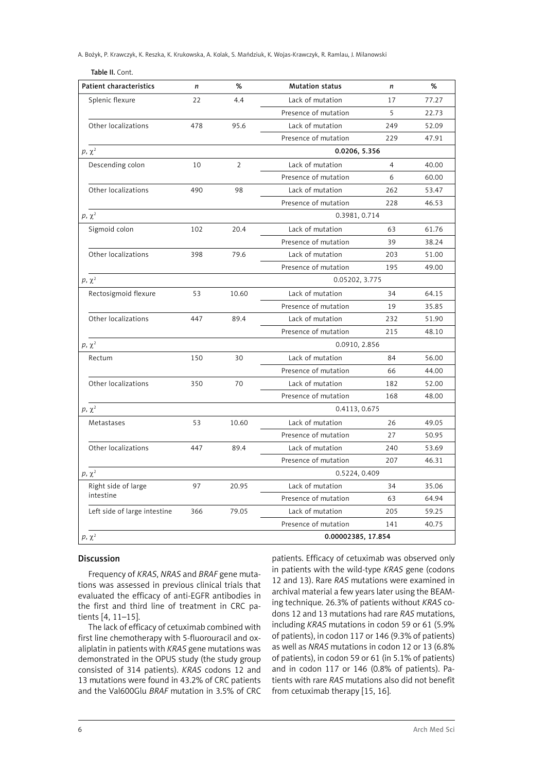Table II. Cont.

| Patient characteristics | n | % | Mutation status | n | % |
|---|---|---|---|---|---|
| Splenic flexure | 22 | 4.4 | Lack of mutation | 17 | 77.27 |
| | | | Presence of mutation | 5 | 22.73 |
| Other localizations | 478 | 95.6 | Lack of mutation | 249 | 52.09 |
| | | | Presence of mutation | 229 | 47.91 |
| $p$, $\chi^2$ | | | **0.0206, 5.356** | | |
| Descending colon | 10 | 2 | Lack of mutation | 4 | 40.00 |
| | | | Presence of mutation | 6 | 60.00 |
| Other localizations | 490 | 98 | Lack of mutation | 262 | 53.47 |
| | | | Presence of mutation | 228 | 46.53 |
| $p$, $\chi^2$ | | | 0.3981, 0.714 | | |
| Sigmoid colon | 102 | 20.4 | Lack of mutation | 63 | 61.76 |
| | | | Presence of mutation | 39 | 38.24 |
| Other localizations | 398 | 79.6 | Lack of mutation | 203 | 51.00 |
| | | | Presence of mutation | 195 | 49.00 |
| $p$, $\chi^2$ | | | 0.05202, 3.775 | | |
| Rectosigmoid flexure | 53 | 10.60 | Lack of mutation | 34 | 64.15 |
| | | | Presence of mutation | 19 | 35.85 |
| Other localizations | 447 | 89.4 | Lack of mutation | 232 | 51.90 |
| | | | Presence of mutation | 215 | 48.10 |
| $p$, $\chi^2$ | | | 0.0910, 2.856 | | |
| Rectum | 150 | 30 | Lack of mutation | 84 | 56.00 |
| | | | Presence of mutation | 66 | 44.00 |
| Other localizations | 350 | 70 | Lack of mutation | 182 | 52.00 |
| | | | Presence of mutation | 168 | 48.00 |
| $p$, $\chi^2$ | | | 0.4113, 0.675 | | |
| Metastases | 53 | 10.60 | Lack of mutation | 26 | 49.05 |
| | | | Presence of mutation | 27 | 50.95 |
| Other localizations | 447 | 89.4 | Lack of mutation | 240 | 53.69 |
| | | | Presence of mutation | 207 | 46.31 |
| $p$, $\chi^2$ | | | 0.5224, 0.409 | | |
| Right side of large intestine | 97 | 20.95 | Lack of mutation | 34 | 35.06 |
| | | | Presence of mutation | 63 | 64.94 |
| Left side of large intestine | 366 | 79.05 | Lack of mutation | 205 | 59.25 |
| | | | Presence of mutation | 141 | 40.75 |
| $p$, $\chi^2$ | | | **0.00002385, 17.854** | | |

## Discussion

Frequency of *KRAS*, *NRAS* and *BRAF* gene mutations was assessed in previous clinical trials that evaluated the efficacy of anti-EGFR antibodies in the first and third line of treatment in CRC patients [4, 11–15].

The lack of efficacy of cetuximab combined with first line chemotherapy with 5-fluorouracil and oxaliplatin in patients with *KRAS* gene mutations was demonstrated in the OPUS study (the study group consisted of 314 patients). *KRAS* codons 12 and 13 mutations were found in 43.2% of CRC patients and the Val600Glu *BRAF* mutation in 3.5% of CRC patients. Efficacy of cetuximab was observed only in patients with the wild-type *KRAS* gene (codons 12 and 13). Rare *RAS* mutations were examined in archival material a few years later using the BEAMing technique. 26.3% of patients without *KRAS* codons 12 and 13 mutations had rare *RAS* mutations, including *KRAS* mutations in codon 59 or 61 (5.9% of patients), in codon 117 or 146 (9.3% of patients) as well as *NRAS* mutations in codon 12 or 13 (6.8% of patients), in codon 59 or 61 (in 5.1% of patients) and in codon 117 or 146 (0.8% of patients). Patients with rare *RAS* mutations also did not benefit from cetuximab therapy [15, 16].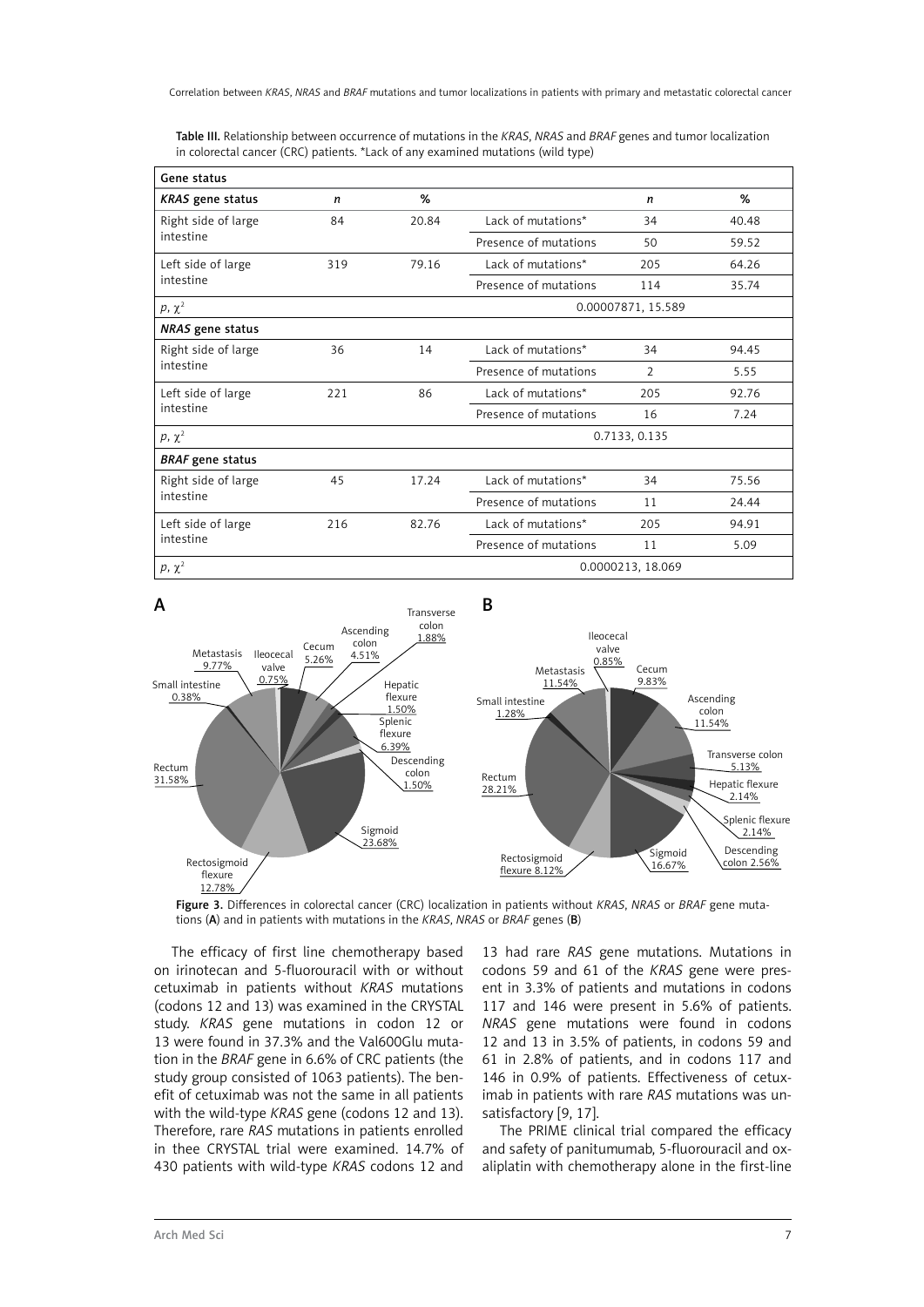Table III. Relationship between occurrence of mutations in the *KRAS*, *NRAS* and *BRAF* genes and tumor localization in colorectal cancer (CRC) patients. *Lack of any examined mutations (wild type)

| Gene status | | | | | |
|---|---|---|---|---|---|
| ***KRAS* gene status** | ***n*** | **%** | | ***n*** | **%** |
| Right side of large intestine | 84 | 20.84 | Lack of mutations* | 34 | 40.48 |
| | | | Presence of mutations | 50 | 59.52 |
| Left side of large intestine | 319 | 79.16 | Lack of mutations* | 205 | 64.26 |
| | | | Presence of mutations | 114 | 35.74 |
| $p$, $\chi^2$ | 0.00007871, 15.589 | | | | |
| ***NRAS* gene status** | | | | | |
| Right side of large intestine | 36 | 14 | Lack of mutations* | 34 | 94.45 |
| | | | Presence of mutations | 2 | 5.55 |
| Left side of large intestine | 221 | 86 | Lack of mutations* | 205 | 92.76 |
| | | | Presence of mutations | 16 | 7.24 |
| $p$, $\chi^2$ | 0.7133, 0.135 | | | | |
| ***BRAF* gene status** | | | | | |
| Right side of large intestine | 45 | 17.24 | Lack of mutations* | 34 | 75.56 |
| | | | Presence of mutations | 11 | 24.44 |
| Left side of large intestine | 216 | 82.76 | Lack of mutations* | 205 | 94.91 |
| | | | Presence of mutations | 11 | 5.09 |
| $p$, $\chi^2$ | 0.0000213, 18.069 | | | | |

Figure 3. Differences in colorectal cancer (CRC) localization in patients without *KRAS*, *NRAS* or *BRAF* gene mutations (**A**) and in patients with mutations in the *KRAS*, *NRAS* or *BRAF* genes (**B**)

The efficacy of first line chemotherapy based on irinotecan and 5-fluorouracil with or without cetuximab in patients without *KRAS* mutations (codons 12 and 13) was examined in the CRYSTAL study. *KRAS* gene mutations in codon 12 or 13 were found in 37.3% and the Val600Glu mutation in the *BRAF* gene in 6.6% of CRC patients (the study group consisted of 1063 patients). The benefit of cetuximab was not the same in all patients with the wild-type *KRAS* gene (codons 12 and 13). Therefore, rare *RAS* mutations in patients enrolled in thee CRYSTAL trial were examined. 14.7% of 430 patients with wild-type *KRAS* codons 12 and 13 had rare *RAS* gene mutations. Mutations in codons 59 and 61 of the *KRAS* gene were present in 3.3% of patients and mutations in codons 117 and 146 were present in 5.6% of patients. *NRAS* gene mutations were found in codons 12 and 13 in 3.5% of patients, in codons 59 and 61 in 2.8% of patients, and in codons 117 and 146 in 0.9% of patients. Effectiveness of cetuximab in patients with rare *RAS* mutations was unsatisfactory [9, 17].

The PRIME clinical trial compared the efficacy and safety of panitumumab, 5-fluorouracil and oxaliplatin with chemotherapy alone in the first-line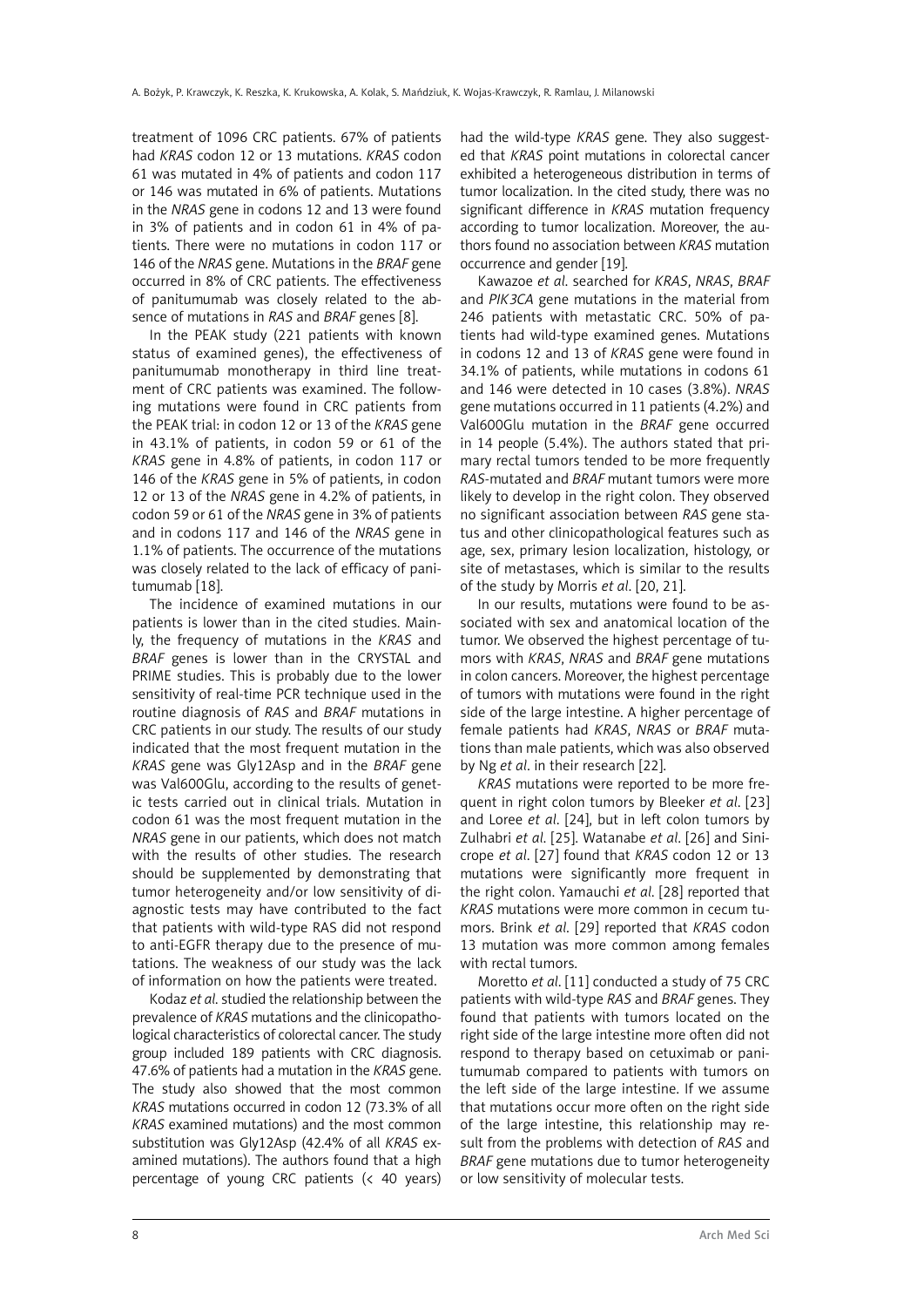treatment of 1096 CRC patients. 67% of patients had *KRAS* codon 12 or 13 mutations. *KRAS* codon 61 was mutated in 4% of patients and codon 117 or 146 was mutated in 6% of patients. Mutations in the *NRAS* gene in codons 12 and 13 were found in 3% of patients and in codon 61 in 4% of patients. There were no mutations in codon 117 or 146 of the *NRAS* gene. Mutations in the *BRAF* gene occurred in 8% of CRC patients. The effectiveness of panitumumab was closely related to the absence of mutations in *RAS* and *BRAF* genes [8].

In the PEAK study (221 patients with known status of examined genes), the effectiveness of panitumumab monotherapy in third line treatment of CRC patients was examined. The following mutations were found in CRC patients from the PEAK trial: in codon 12 or 13 of the *KRAS* gene in 43.1% of patients, in codon 59 or 61 of the *KRAS* gene in 4.8% of patients, in codon 117 or 146 of the *KRAS* gene in 5% of patients, in codon 12 or 13 of the *NRAS* gene in 4.2% of patients, in codon 59 or 61 of the *NRAS* gene in 3% of patients and in codons 117 and 146 of the *NRAS* gene in 1.1% of patients. The occurrence of the mutations was closely related to the lack of efficacy of panitumumab [18].

The incidence of examined mutations in our patients is lower than in the cited studies. Mainly, the frequency of mutations in the *KRAS* and *BRAF* genes is lower than in the CRYSTAL and PRIME studies. This is probably due to the lower sensitivity of real-time PCR technique used in the routine diagnosis of *RAS* and *BRAF* mutations in CRC patients in our study. The results of our study indicated that the most frequent mutation in the *KRAS* gene was Gly12Asp and in the *BRAF* gene was Val600Glu, according to the results of genetic tests carried out in clinical trials. Mutation in codon 61 was the most frequent mutation in the *NRAS* gene in our patients, which does not match with the results of other studies. The research should be supplemented by demonstrating that tumor heterogeneity and/or low sensitivity of diagnostic tests may have contributed to the fact that patients with wild-type RAS did not respond to anti-EGFR therapy due to the presence of mutations. The weakness of our study was the lack of information on how the patients were treated.

Kodaz *et al.* studied the relationship between the prevalence of *KRAS* mutations and the clinicopathological characteristics of colorectal cancer. The study group included 189 patients with CRC diagnosis. 47.6% of patients had a mutation in the *KRAS* gene. The study also showed that the most common *KRAS* mutations occurred in codon 12 (73.3% of all *KRAS* examined mutations) and the most common substitution was Gly12Asp (42.4% of all *KRAS* examined mutations). The authors found that a high percentage of young CRC patients (< 40 years) had the wild-type *KRAS* gene. They also suggested that *KRAS* point mutations in colorectal cancer exhibited a heterogeneous distribution in terms of tumor localization. In the cited study, there was no significant difference in *KRAS* mutation frequency according to tumor localization. Moreover, the authors found no association between *KRAS* mutation occurrence and gender [19].

Kawazoe *et al.* searched for *KRAS*, *NRAS*, *BRAF* and *PIK3CA* gene mutations in the material from 246 patients with metastatic CRC. 50% of patients had wild-type examined genes. Mutations in codons 12 and 13 of *KRAS* gene were found in 34.1% of patients, while mutations in codons 61 and 146 were detected in 10 cases (3.8%). *NRAS* gene mutations occurred in 11 patients (4.2%) and Val600Glu mutation in the *BRAF* gene occurred in 14 people (5.4%). The authors stated that primary rectal tumors tended to be more frequently *RAS*-mutated and *BRAF* mutant tumors were more likely to develop in the right colon. They observed no significant association between *RAS* gene status and other clinicopathological features such as age, sex, primary lesion localization, histology, or site of metastases, which is similar to the results of the study by Morris *et al.* [20, 21].

In our results, mutations were found to be associated with sex and anatomical location of the tumor. We observed the highest percentage of tumors with *KRAS*, *NRAS* and *BRAF* gene mutations in colon cancers. Moreover, the highest percentage of tumors with mutations were found in the right side of the large intestine. A higher percentage of female patients had *KRAS*, *NRAS* or *BRAF* mutations than male patients, which was also observed by Ng *et al.* in their research [22].

*KRAS* mutations were reported to be more frequent in right colon tumors by Bleeker *et al.* [23] and Loree *et al.* [24], but in left colon tumors by Zulhabri *et al.* [25]. Watanabe *et al.* [26] and Sinicrope *et al.* [27] found that *KRAS* codon 12 or 13 mutations were significantly more frequent in the right colon. Yamauchi *et al.* [28] reported that *KRAS* mutations were more common in cecum tumors. Brink *et al.* [29] reported that *KRAS* codon 13 mutation was more common among females with rectal tumors.

Moretto *et al.* [11] conducted a study of 75 CRC patients with wild-type *RAS* and *BRAF* genes. They found that patients with tumors located on the right side of the large intestine more often did not respond to therapy based on cetuximab or panitumumab compared to patients with tumors on the left side of the large intestine. If we assume that mutations occur more often on the right side of the large intestine, this relationship may result from the problems with detection of *RAS* and *BRAF* gene mutations due to tumor heterogeneity or low sensitivity of molecular tests.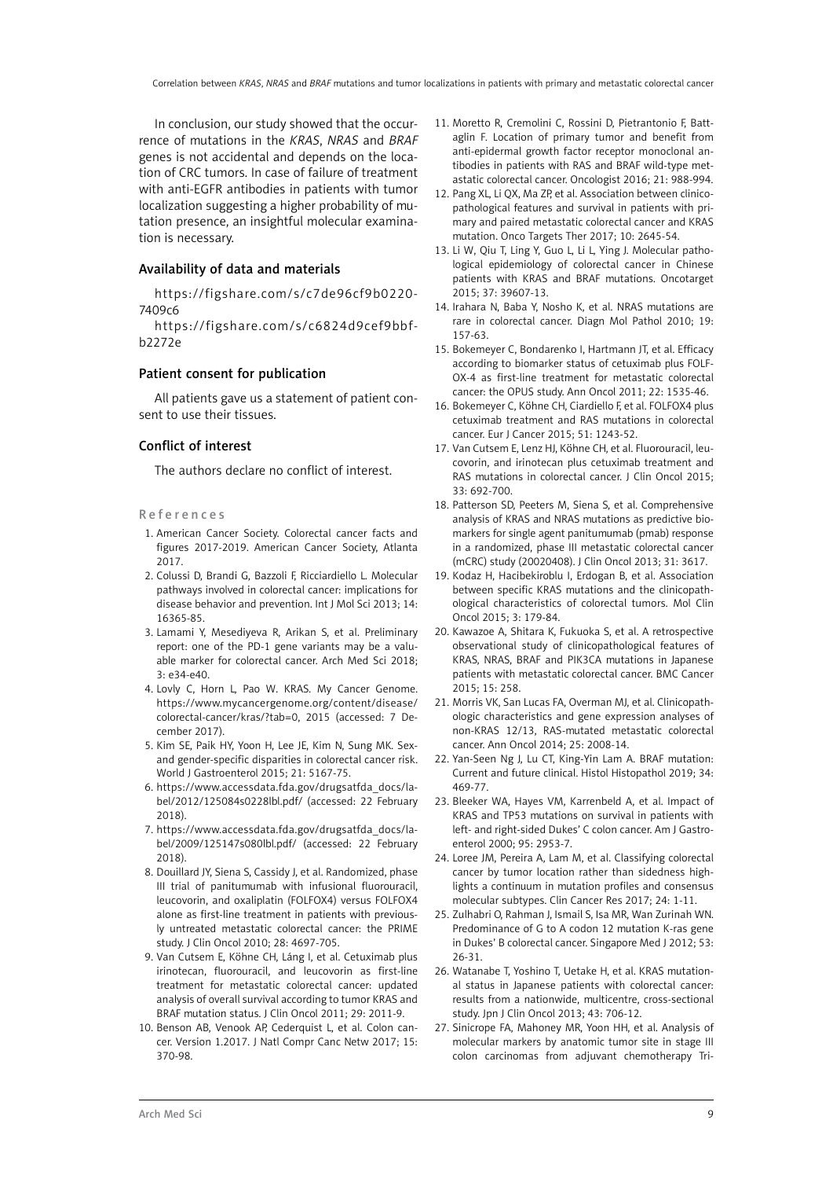In conclusion, our study showed that the occurrence of mutations in the *KRAS*, *NRAS* and *BRAF* genes is not accidental and depends on the location of CRC tumors. In case of failure of treatment with anti-EGFR antibodies in patients with tumor localization suggesting a higher probability of mutation presence, an insightful molecular examination is necessary.

## Availability of data and materials

https://figshare.com/s/c7de96cf9b0220-7409c6

https://figshare.com/s/c6824d9cef9bbf-b2272e

## Patient consent for publication

All patients gave us a statement of patient consent to use their tissues.

## Conflict of interest

The authors declare no conflict of interest.

## References

1. American Cancer Society. Colorectal cancer facts and figures 2017-2019. American Cancer Society, Atlanta 2017.
2. Colussi D, Brandi G, Bazzoli F, Ricciardiello L. Molecular pathways involved in colorectal cancer: implications for disease behavior and prevention. Int J Mol Sci 2013; 14: 16365-85.
3. Lamami Y, Mesediyeva R, Arikan S, et al. Preliminary report: one of the PD-1 gene variants may be a valuable marker for colorectal cancer. Arch Med Sci 2018; 3: e34-e40.
4. Lovly C, Horn L, Pao W. KRAS. My Cancer Genome. https://www.mycancergenome.org/content/disease/colorectal-cancer/kras/?tab=0, 2015 (accessed: 7 December 2017).
5. Kim SE, Paik HY, Yoon H, Lee JE, Kim N, Sung MK. Sex- and gender-specific disparities in colorectal cancer risk. World J Gastroenterol 2015; 21: 5167-75.
6. https://www.accessdata.fda.gov/drugsatfda_docs/label/2012/125084s0228lbl.pdf/ (accessed: 22 February 2018).
7. https://www.accessdata.fda.gov/drugsatfda_docs/label/2009/125147s080lbl.pdf/ (accessed: 22 February 2018).
8. Douillard JY, Siena S, Cassidy J, et al. Randomized, phase III trial of panitumumab with infusional fluorouracil, leucovorin, and oxaliplatin (FOLFOX4) versus FOLFOX4 alone as first-line treatment in patients with previously untreated metastatic colorectal cancer: the PRIME study. J Clin Oncol 2010; 28: 4697-705.
9. Van Cutsem E, Köhne CH, Láng I, et al. Cetuximab plus irinotecan, fluorouracil, and leucovorin as first-line treatment for metastatic colorectal cancer: updated analysis of overall survival according to tumor KRAS and BRAF mutation status. J Clin Oncol 2011; 29: 2011-9.
10. Benson AB, Venook AP, Cederquist L, et al. Colon cancer. Version 1.2017. J Natl Compr Canc Netw 2017; 15: 370-98.
11. Moretto R, Cremolini C, Rossini D, Pietrantonio F, Battaglin F. Location of primary tumor and benefit from anti-epidermal growth factor receptor monoclonal antibodies in patients with RAS and BRAF wild-type metastatic colorectal cancer. Oncologist 2016; 21: 988-994.
12. Pang XL, Li QX, Ma ZP, et al. Association between clinicopathological features and survival in patients with primary and paired metastatic colorectal cancer and KRAS mutation. Onco Targets Ther 2017; 10: 2645-54.
13. Li W, Qiu T, Ling Y, Guo L, Li L, Ying J. Molecular pathological epidemiology of colorectal cancer in Chinese patients with KRAS and BRAF mutations. Oncotarget 2015; 37: 39607-13.
14. Irahara N, Baba Y, Nosho K, et al. NRAS mutations are rare in colorectal cancer. Diagn Mol Pathol 2010; 19: 157-63.
15. Bokemeyer C, Bondarenko I, Hartmann JT, et al. Efficacy according to biomarker status of cetuximab plus FOLFOX-4 as first-line treatment for metastatic colorectal cancer: the OPUS study. Ann Oncol 2011; 22: 1535-46.
16. Bokemeyer C, Köhne CH, Ciardiello F, et al. FOLFOX4 plus cetuximab treatment and RAS mutations in colorectal cancer. Eur J Cancer 2015; 51: 1243-52.
17. Van Cutsem E, Lenz HJ, Köhne CH, et al. Fluorouracil, leucovorin, and irinotecan plus cetuximab treatment and RAS mutations in colorectal cancer. J Clin Oncol 2015; 33: 692-700.
18. Patterson SD, Peeters M, Siena S, et al. Comprehensive analysis of KRAS and NRAS mutations as predictive biomarkers for single agent panitumumab (pmab) response in a randomized, phase III metastatic colorectal cancer (mCRC) study (20020408). J Clin Oncol 2013; 31: 3617.
19. Kodaz H, Hacibekiroblu I, Erdogan B, et al. Association between specific KRAS mutations and the clinicopathological characteristics of colorectal tumors. Mol Clin Oncol 2015; 3: 179-84.
20. Kawazoe A, Shitara K, Fukuoka S, et al. A retrospective observational study of clinicopathological features of KRAS, NRAS, BRAF and PIK3CA mutations in Japanese patients with metastatic colorectal cancer. BMC Cancer 2015; 15: 258.
21. Morris VK, San Lucas FA, Overman MJ, et al. Clinicopathologic characteristics and gene expression analyses of non-KRAS 12/13, RAS-mutated metastatic colorectal cancer. Ann Oncol 2014; 25: 2008-14.
22. Yan-Seen Ng J, Lu CT, King-Yin Lam A. BRAF mutation: Current and future clinical. Histol Histopathol 2019; 34: 469-77.
23. Bleeker WA, Hayes VM, Karrenbeld A, et al. Impact of KRAS and TP53 mutations on survival in patients with left- and right-sided Dukes' C colon cancer. Am J Gastroenterol 2000; 95: 2953-7.
24. Loree JM, Pereira A, Lam M, et al. Classifying colorectal cancer by tumor location rather than sidedness highlights a continuum in mutation profiles and consensus molecular subtypes. Clin Cancer Res 2017; 24: 1-11.
25. Zulhabri O, Rahman J, Ismail S, Isa MR, Wan Zurinah WN. Predominance of G to A codon 12 mutation K-ras gene in Dukes' B colorectal cancer. Singapore Med J 2012; 53: 26-31.
26. Watanabe T, Yoshino T, Uetake H, et al. KRAS mutational status in Japanese patients with colorectal cancer: results from a nationwide, multicentre, cross-sectional study. Jpn J Clin Oncol 2013; 43: 706-12.
27. Sinicrope FA, Mahoney MR, Yoon HH, et al. Analysis of molecular markers by anatomic tumor site in stage III colon carcinomas from adjuvant chemotherapy Tri-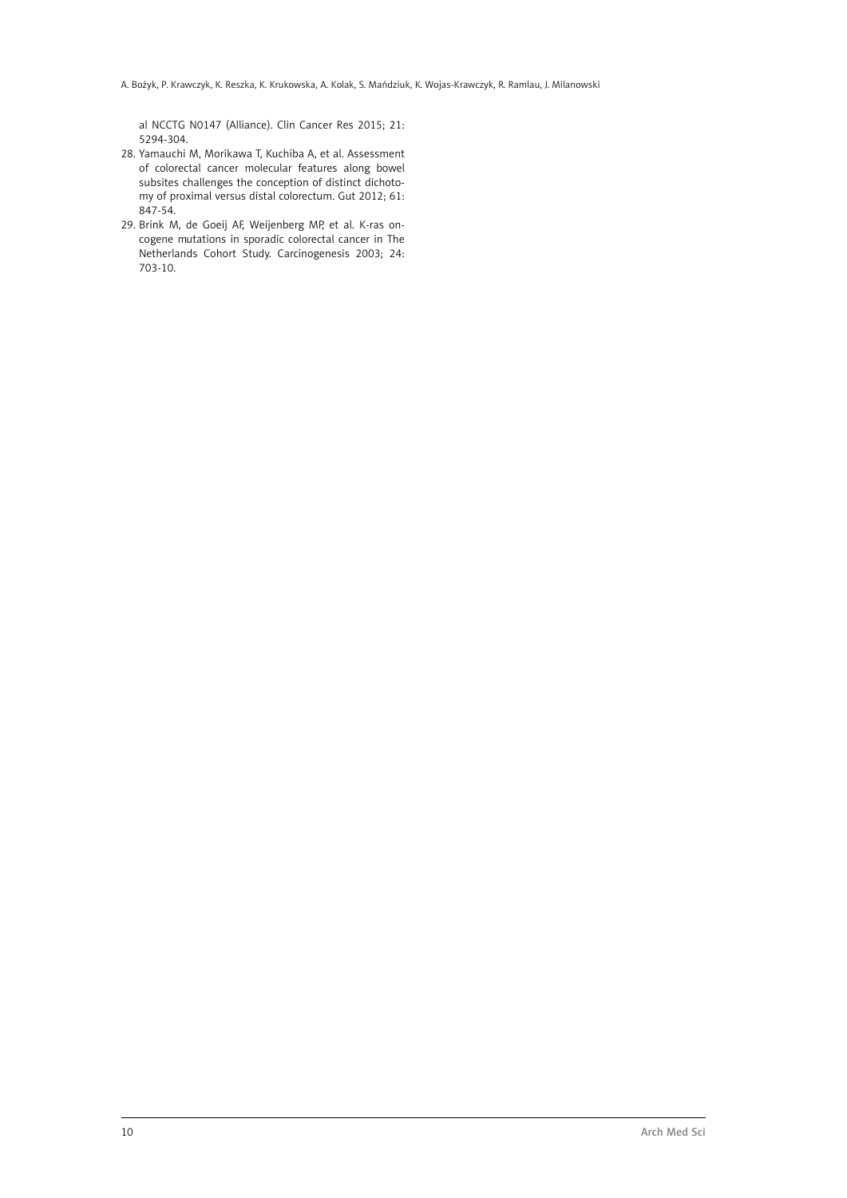al NCCTG N0147 (Alliance). Clin Cancer Res 2015; 21: 5294-304.

28. Yamauchi M, Morikawa T, Kuchiba A, et al. Assessment of colorectal cancer molecular features along bowel subsites challenges the conception of distinct dichotomy of proximal versus distal colorectum. Gut 2012; 61: 847-54.
29. Brink M, de Goeij AF, Weijenberg MP, et al. K-ras oncogene mutations in sporadic colorectal cancer in The Netherlands Cohort Study. Carcinogenesis 2003; 24: 703-10.